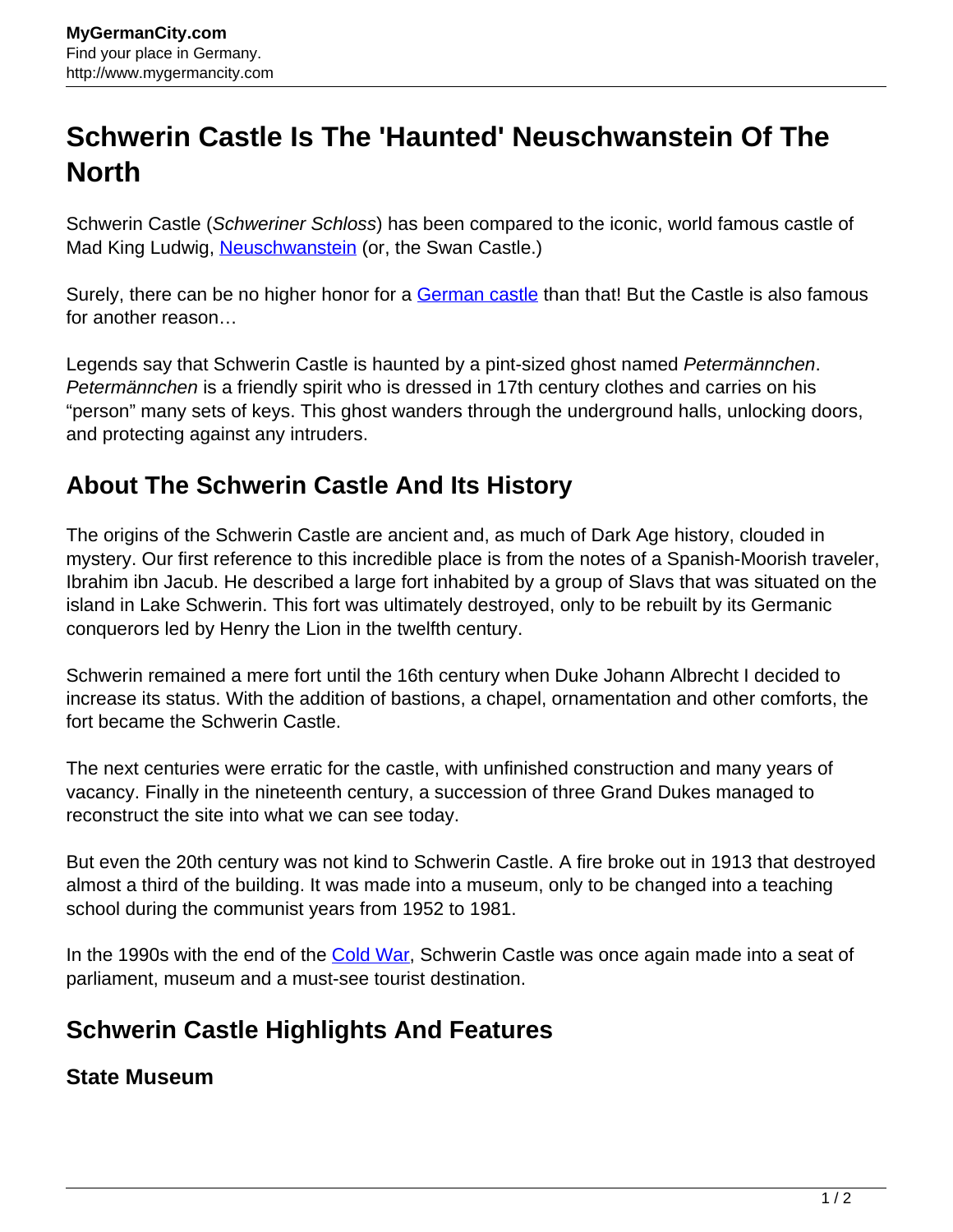# Schwerin Castle Is The 'Haunted' Neuschwanstein Of The North

Schwerin Castle (*Schweriner Schloss*) has been compared to the iconic, world famous castle of Mad King Ludwig, Neuschwanstein (or, the Swan Castle.)

Surely, there can be no higher honor for a German castle than that! But the Castle is also famous for another reason…

Legends say that Schwerin Castle is haunted by a pint-sized ghost named *Petermännchen*. *Petermännchen* is a friendly spirit who is dressed in 17th century clothes and carries on his "person" many sets of keys. This ghost wanders through the underground halls, unlocking doors, and protecting against any intruders.

## About The Schwerin Castle And Its History

The origins of the Schwerin Castle are ancient and, as much of Dark Age history, clouded in mystery. Our first reference to this incredible place is from the notes of a Spanish-Moorish traveler, Ibrahim ibn Jacub. He described a large fort inhabited by a group of Slavs that was situated on the island in Lake Schwerin. This fort was ultimately destroyed, only to be rebuilt by its Germanic conquerors led by Henry the Lion in the twelfth century.

Schwerin remained a mere fort until the 16th century when Duke Johann Albrecht I decided to increase its status. With the addition of bastions, a chapel, ornamentation and other comforts, the fort became the Schwerin Castle.

The next centuries were erratic for the castle, with unfinished construction and many years of vacancy. Finally in the nineteenth century, a succession of three Grand Dukes managed to reconstruct the site into what we can see today.

But even the 20th century was not kind to Schwerin Castle. A fire broke out in 1913 that destroyed almost a third of the building. It was made into a museum, only to be changed into a teaching school during the communist years from 1952 to 1981.

In the 1990s with the end of the Cold War, Schwerin Castle was once again made into a seat of parliament, museum and a must-see tourist destination.

## Schwerin Castle Highlights And Features

### State Museum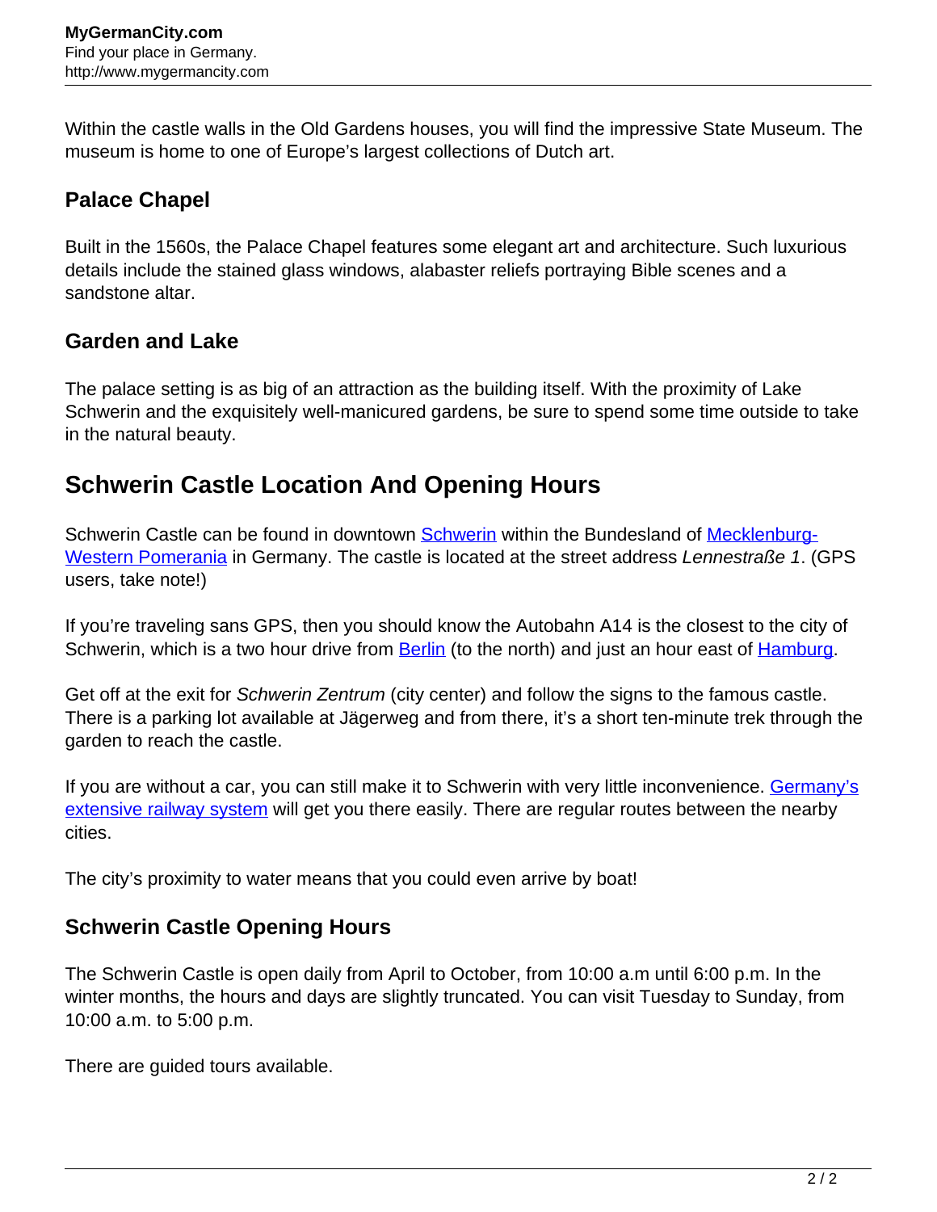Within the castle walls in the Old Gardens houses, you will find the impressive State Museum. The museum is home to one of Europe's largest collections of Dutch art.

### Palace Chapel

Built in the 1560s, the Palace Chapel features some elegant art and architecture. Such luxurious details include the stained glass windows, alabaster reliefs portraying Bible scenes and a sandstone altar.

### Garden and Lake

The palace setting is as big of an attraction as the building itself. With the proximity of Lake Schwerin and the exquisitely well-manicured gardens, be sure to spend some time outside to take in the natural beauty.

## Schwerin Castle Location And Opening Hours

Schwerin Castle can be found in downtown [Schwerin](#) within the Bundesland of [Mecklenburg-Western Pomerania](#) in Germany. The castle is located at the street address *Lennestraße 1*. (GPS users, take note!)

If you're traveling sans GPS, then you should know the Autobahn A14 is the closest to the city of Schwerin, which is a two hour drive from [Berlin](#) (to the north) and just an hour east of [Hamburg](#).

Get off at the exit for *Schwerin Zentrum* (city center) and follow the signs to the famous castle. There is a parking lot available at Jägerweg and from there, it's a short ten-minute trek through the garden to reach the castle.

If you are without a car, you can still make it to Schwerin with very little inconvenience. [Germany's extensive railway system](#) will get you there easily. There are regular routes between the nearby cities.

The city's proximity to water means that you could even arrive by boat!

### Schwerin Castle Opening Hours

The Schwerin Castle is open daily from April to October, from 10:00 a.m until 6:00 p.m. In the winter months, the hours and days are slightly truncated. You can visit Tuesday to Sunday, from 10:00 a.m. to 5:00 p.m.

There are guided tours available.